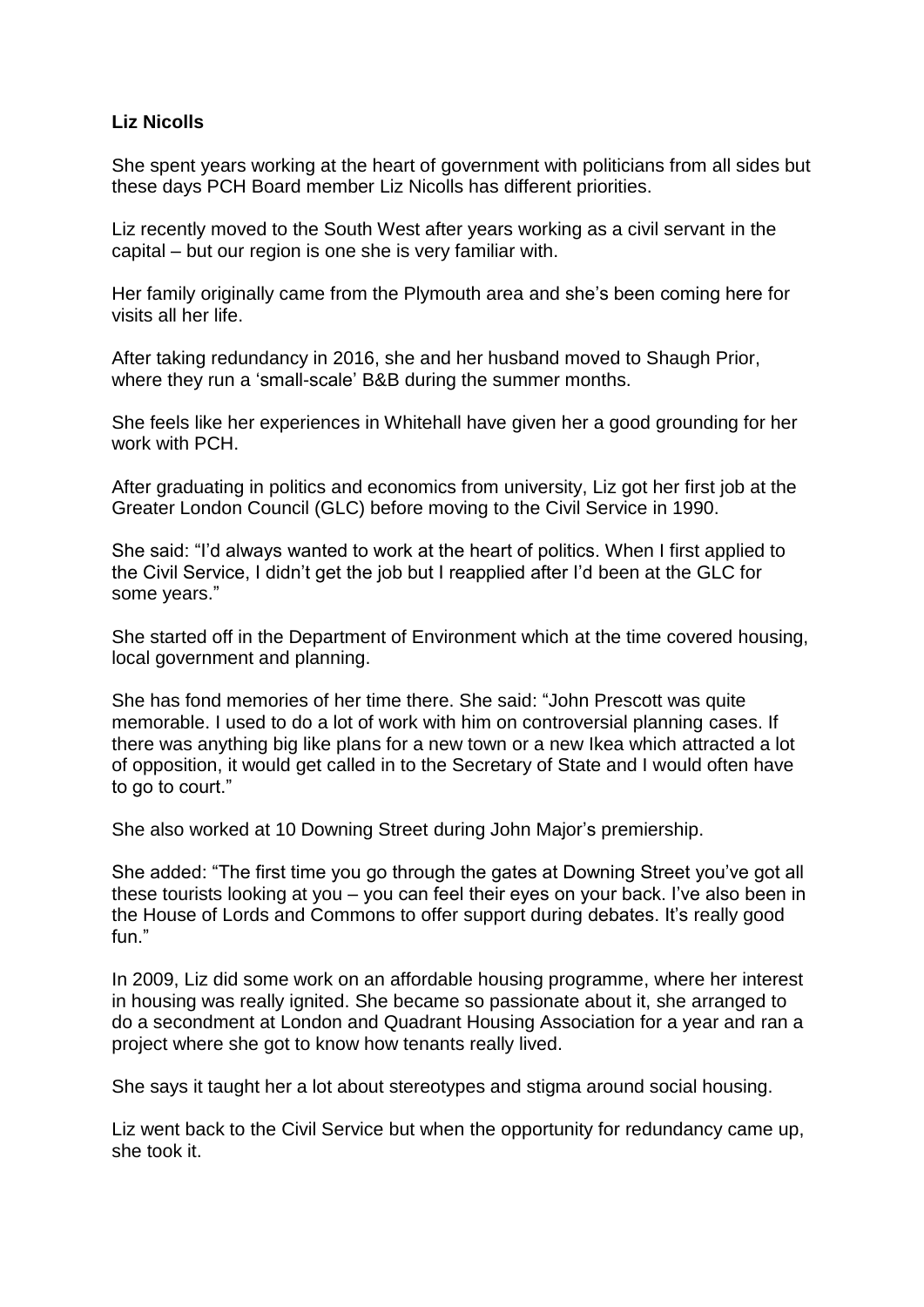**Liz Nicolls**

She spent years working at the heart of government with politicians from all sides but these days PCH Board member Liz Nicolls has different priorities.

Liz recently moved to the South West after years working as a civil servant in the capital – but our region is one she is very familiar with.

Her family originally came from the Plymouth area and she's been coming here for visits all her life.

After taking redundancy in 2016, she and her husband moved to Shaugh Prior, where they run a 'small-scale' B&B during the summer months.

She feels like her experiences in Whitehall have given her a good grounding for her work with PCH.

After graduating in politics and economics from university, Liz got her first job at the Greater London Council (GLC) before moving to the Civil Service in 1990.

She said: "I'd always wanted to work at the heart of politics. When I first applied to the Civil Service, I didn't get the job but I reapplied after I'd been at the GLC for some years."

She started off in the Department of Environment which at the time covered housing, local government and planning.

She has fond memories of her time there. She said: "John Prescott was quite memorable. I used to do a lot of work with him on controversial planning cases. If there was anything big like plans for a new town or a new Ikea which attracted a lot of opposition, it would get called in to the Secretary of State and I would often have to go to court."

She also worked at 10 Downing Street during John Major's premiership.

She added: "The first time you go through the gates at Downing Street you've got all these tourists looking at you – you can feel their eyes on your back. I've also been in the House of Lords and Commons to offer support during debates. It's really good fun."

In 2009, Liz did some work on an affordable housing programme, where her interest in housing was really ignited. She became so passionate about it, she arranged to do a secondment at London and Quadrant Housing Association for a year and ran a project where she got to know how tenants really lived.

She says it taught her a lot about stereotypes and stigma around social housing.

Liz went back to the Civil Service but when the opportunity for redundancy came up, she took it.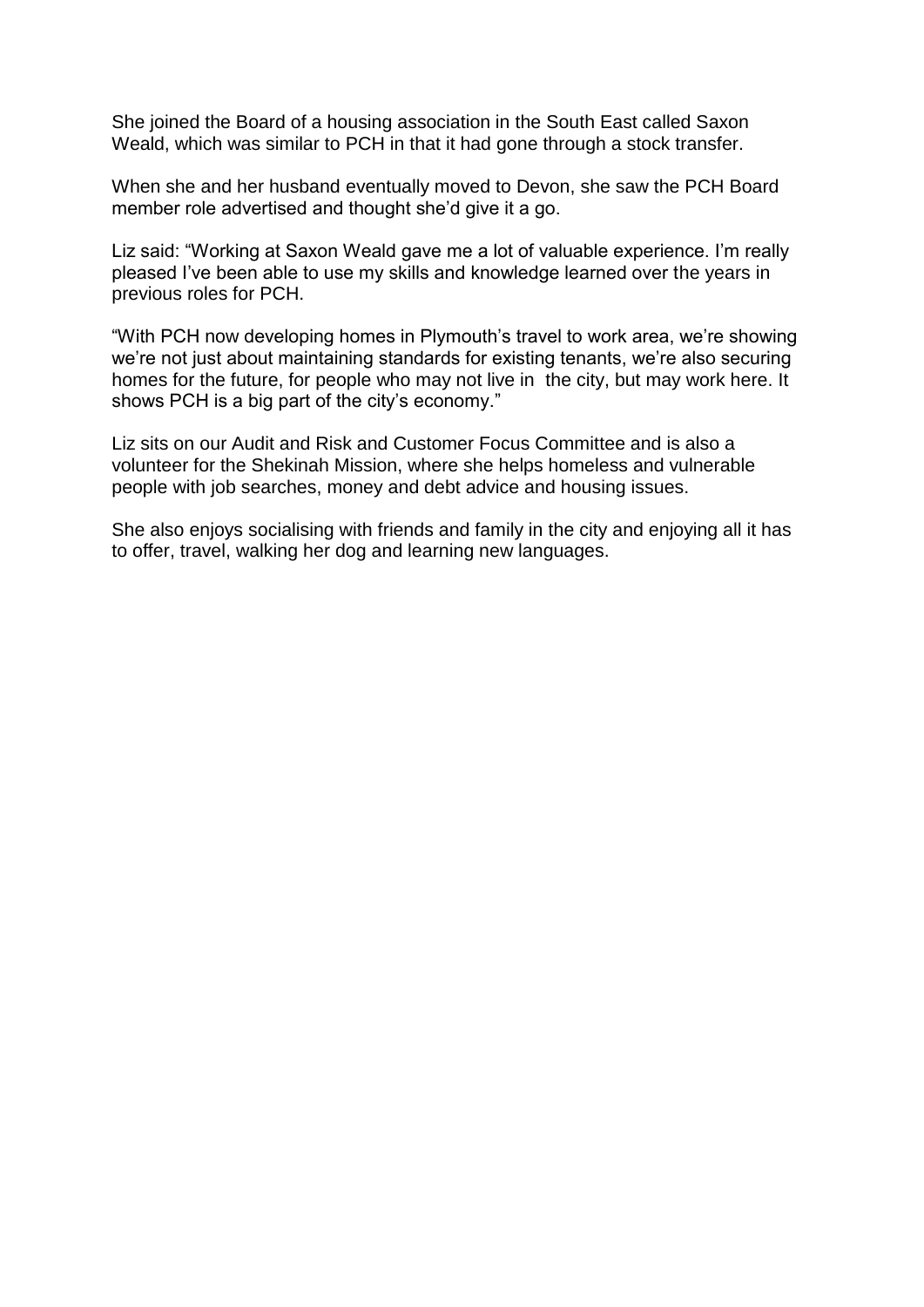She joined the Board of a housing association in the South East called Saxon Weald, which was similar to PCH in that it had gone through a stock transfer.

When she and her husband eventually moved to Devon, she saw the PCH Board member role advertised and thought she'd give it a go.

Liz said: "Working at Saxon Weald gave me a lot of valuable experience. I'm really pleased I've been able to use my skills and knowledge learned over the years in previous roles for PCH.

"With PCH now developing homes in Plymouth's travel to work area, we're showing we're not just about maintaining standards for existing tenants, we're also securing homes for the future, for people who may not live in the city, but may work here. It shows PCH is a big part of the city's economy."

Liz sits on our Audit and Risk and Customer Focus Committee and is also a volunteer for the Shekinah Mission, where she helps homeless and vulnerable people with job searches, money and debt advice and housing issues.

She also enjoys socialising with friends and family in the city and enjoying all it has to offer, travel, walking her dog and learning new languages.